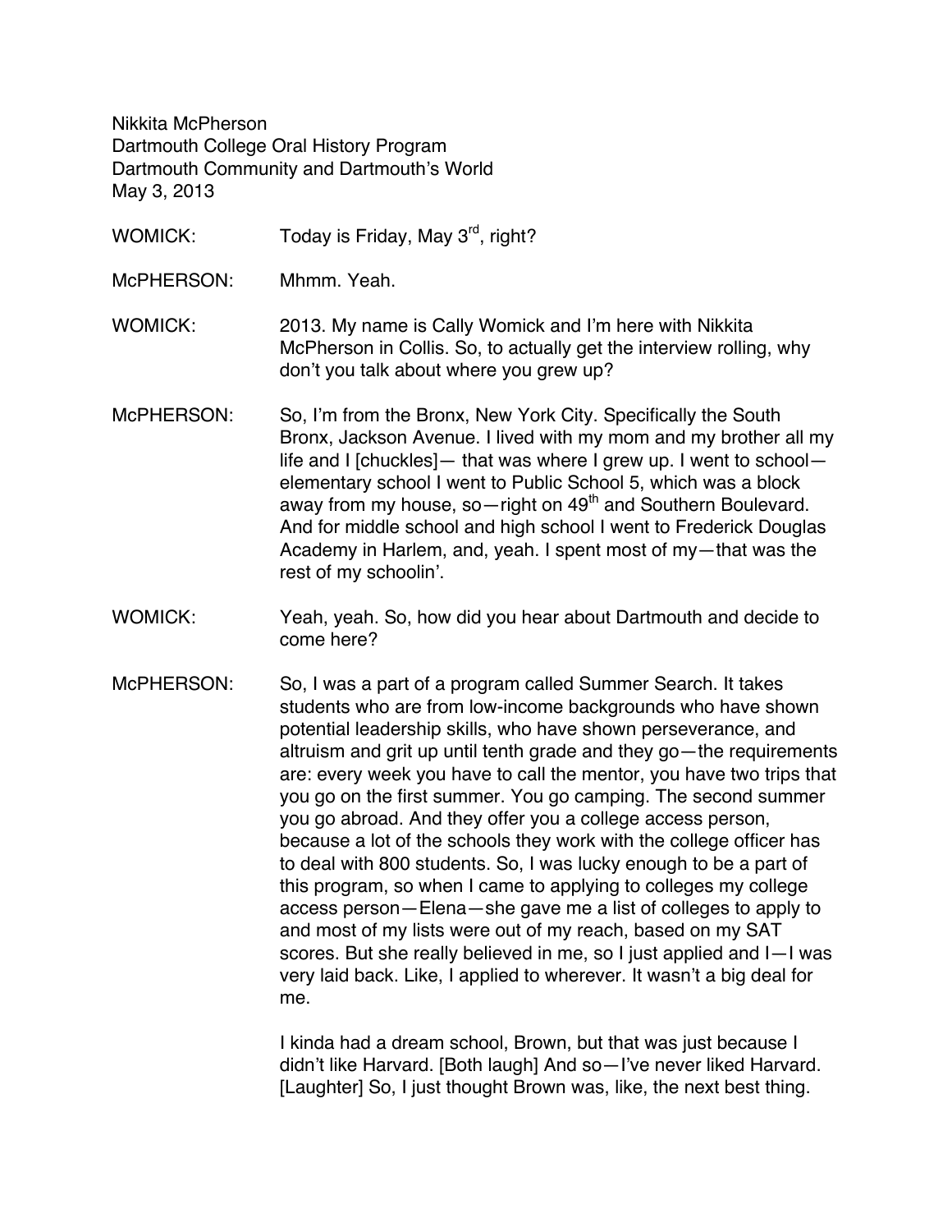Nikkita McPherson
Dartmouth College Oral History Program
Dartmouth Community and Dartmouth's World
May 3, 2013

WOMICK: Today is Friday, May 3rd, right?

McPHERSON: Mhmm. Yeah.

WOMICK: 2013. My name is Cally Womick and I'm here with Nikkita McPherson in Collis. So, to actually get the interview rolling, why don't you talk about where you grew up?

McPHERSON: So, I'm from the Bronx, New York City. Specifically the South Bronx, Jackson Avenue. I lived with my mom and my brother all my life and I [chuckles]— that was where I grew up. I went to school—elementary school I went to Public School 5, which was a block away from my house, so—right on 49th and Southern Boulevard. And for middle school and high school I went to Frederick Douglas Academy in Harlem, and, yeah. I spent most of my—that was the rest of my schoolin'.

WOMICK: Yeah, yeah. So, how did you hear about Dartmouth and decide to come here?

McPHERSON: So, I was a part of a program called Summer Search. It takes students who are from low-income backgrounds who have shown potential leadership skills, who have shown perseverance, and altruism and grit up until tenth grade and they go—the requirements are: every week you have to call the mentor, you have two trips that you go on the first summer. You go camping. The second summer you go abroad. And they offer you a college access person, because a lot of the schools they work with the college officer has to deal with 800 students. So, I was lucky enough to be a part of this program, so when I came to applying to colleges my college access person—Elena—she gave me a list of colleges to apply to and most of my lists were out of my reach, based on my SAT scores. But she really believed in me, so I just applied and I—I was very laid back. Like, I applied to wherever. It wasn't a big deal for me.

I kinda had a dream school, Brown, but that was just because I didn't like Harvard. [Both laugh] And so—I've never liked Harvard. [Laughter] So, I just thought Brown was, like, the next best thing.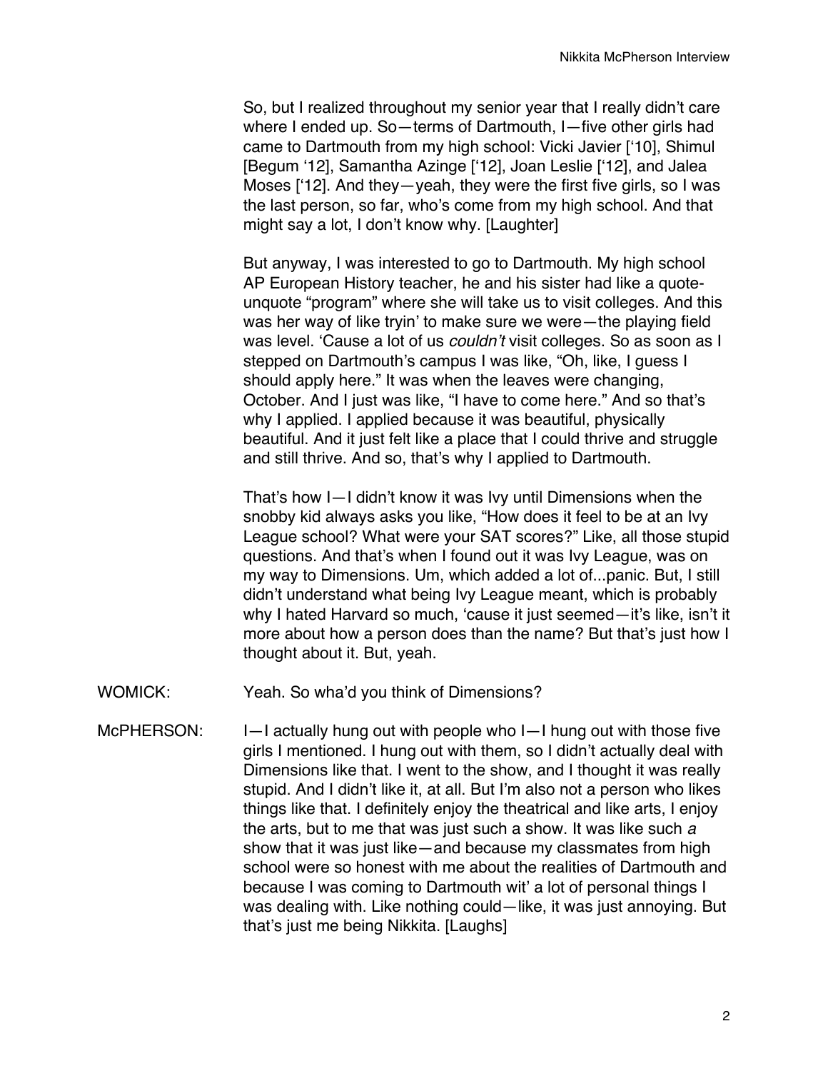So, but I realized throughout my senior year that I really didn't care where I ended up. So—terms of Dartmouth, I—five other girls had came to Dartmouth from my high school: Vicki Javier ['10], Shimul [Begum '12], Samantha Azinge ['12], Joan Leslie ['12], and Jalea Moses ['12]. And they—yeah, they were the first five girls, so I was the last person, so far, who's come from my high school. And that might say a lot, I don't know why. [Laughter]

But anyway, I was interested to go to Dartmouth. My high school AP European History teacher, he and his sister had like a quote-unquote "program" where she will take us to visit colleges. And this was her way of like tryin' to make sure we were—the playing field was level. 'Cause a lot of us *couldn't* visit colleges. So as soon as I stepped on Dartmouth's campus I was like, "Oh, like, I guess I should apply here." It was when the leaves were changing, October. And I just was like, "I have to come here." And so that's why I applied. I applied because it was beautiful, physically beautiful. And it just felt like a place that I could thrive and struggle and still thrive. And so, that's why I applied to Dartmouth.

That's how I—I didn't know it was Ivy until Dimensions when the snobby kid always asks you like, "How does it feel to be at an Ivy League school? What were your SAT scores?" Like, all those stupid questions. And that's when I found out it was Ivy League, was on my way to Dimensions. Um, which added a lot of...panic. But, I still didn't understand what being Ivy League meant, which is probably why I hated Harvard so much, 'cause it just seemed—it's like, isn't it more about how a person does than the name? But that's just how I thought about it. But, yeah.

WOMICK: Yeah. So wha'd you think of Dimensions?

McPHERSON: I—I actually hung out with people who I—I hung out with those five girls I mentioned. I hung out with them, so I didn't actually deal with Dimensions like that. I went to the show, and I thought it was really stupid. And I didn't like it, at all. But I'm also not a person who likes things like that. I definitely enjoy the theatrical and like arts, I enjoy the arts, but to me that was just such a show. It was like such *a* show that it was just like—and because my classmates from high school were so honest with me about the realities of Dartmouth and because I was coming to Dartmouth wit' a lot of personal things I was dealing with. Like nothing could—like, it was just annoying. But that's just me being Nikkita. [Laughs]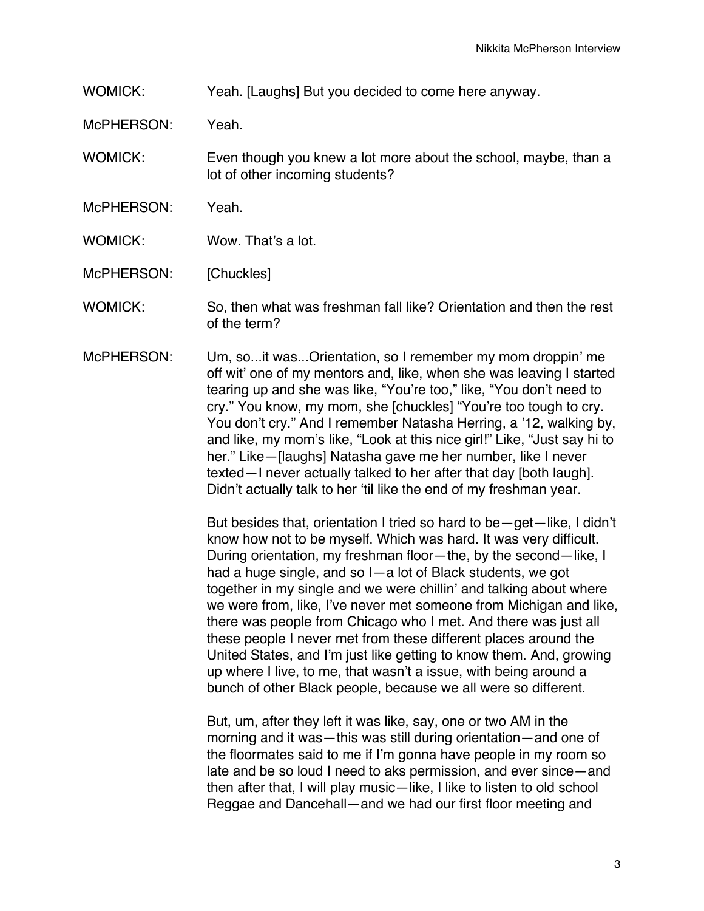WOMICK: Yeah. [Laughs] But you decided to come here anyway.

McPHERSON: Yeah.

WOMICK: Even though you knew a lot more about the school, maybe, than a lot of other incoming students?

McPHERSON: Yeah.

WOMICK: Wow. That's a lot.

McPHERSON: [Chuckles]

WOMICK: So, then what was freshman fall like? Orientation and then the rest of the term?

McPHERSON: Um, so...it was...Orientation, so I remember my mom droppin' me off wit' one of my mentors and, like, when she was leaving I started tearing up and she was like, "You're too," like, "You don't need to cry." You know, my mom, she [chuckles] "You're too tough to cry. You don't cry." And I remember Natasha Herring, a '12, walking by, and like, my mom's like, "Look at this nice girl!" Like, "Just say hi to her." Like—[laughs] Natasha gave me her number, like I never texted—I never actually talked to her after that day [both laugh]. Didn't actually talk to her 'til like the end of my freshman year.

But besides that, orientation I tried so hard to be—get—like, I didn't know how not to be myself. Which was hard. It was very difficult. During orientation, my freshman floor—the, by the second—like, I had a huge single, and so I—a lot of Black students, we got together in my single and we were chillin' and talking about where we were from, like, I've never met someone from Michigan and like, there was people from Chicago who I met. And there was just all these people I never met from these different places around the United States, and I'm just like getting to know them. And, growing up where I live, to me, that wasn't a issue, with being around a bunch of other Black people, because we all were so different.

But, um, after they left it was like, say, one or two AM in the morning and it was—this was still during orientation—and one of the floormates said to me if I'm gonna have people in my room so late and be so loud I need to aks permission, and ever since—and then after that, I will play music—like, I like to listen to old school Reggae and Dancehall—and we had our first floor meeting and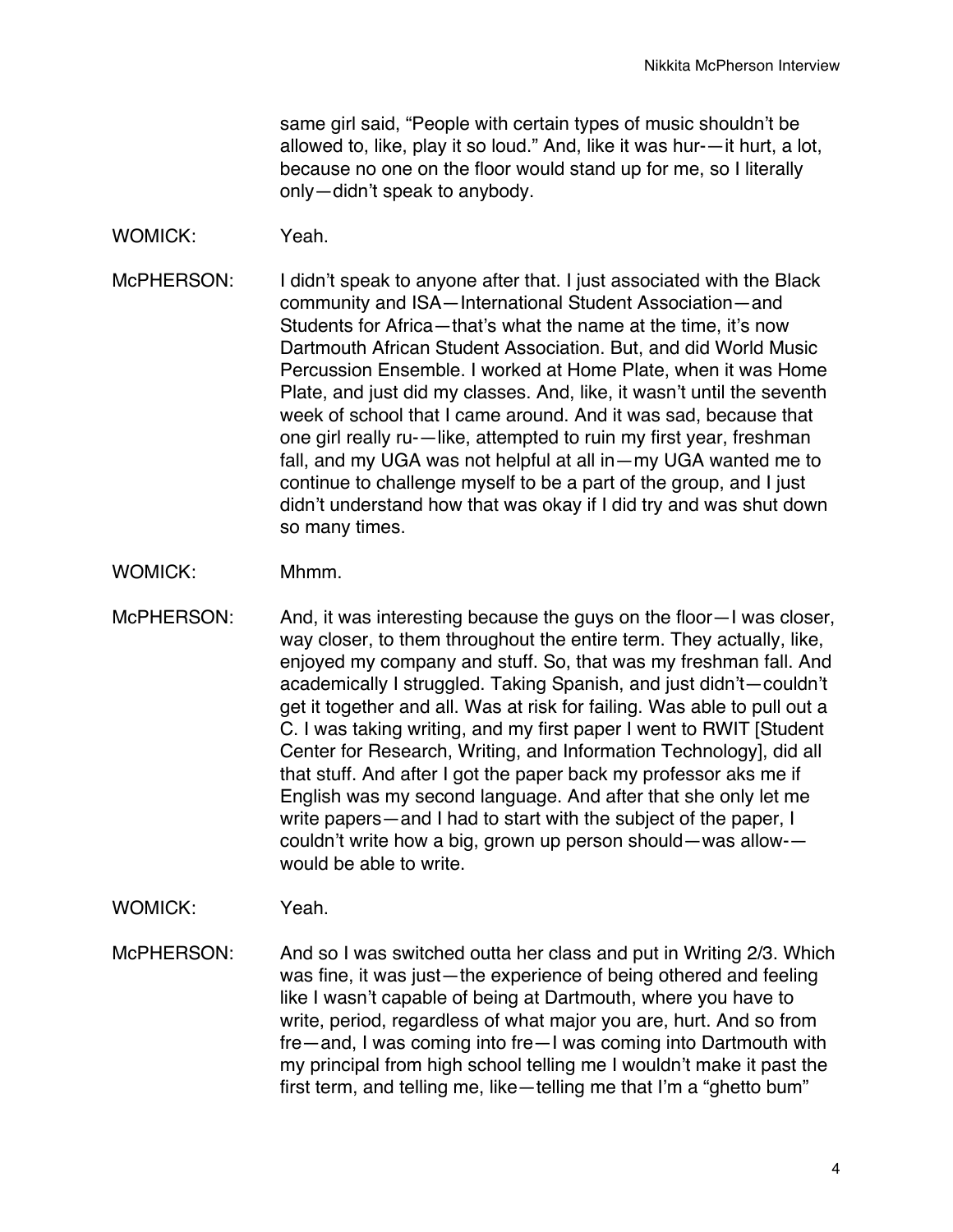same girl said, “People with certain types of music shouldn’t be allowed to, like, play it so loud.” And, like it was hur-—it hurt, a lot, because no one on the floor would stand up for me, so I literally only—didn’t speak to anybody.

WOMICK: Yeah.

McPHERSON: I didn’t speak to anyone after that. I just associated with the Black community and ISA—International Student Association—and Students for Africa—that’s what the name at the time, it’s now Dartmouth African Student Association. But, and did World Music Percussion Ensemble. I worked at Home Plate, when it was Home Plate, and just did my classes. And, like, it wasn’t until the seventh week of school that I came around. And it was sad, because that one girl really ru-—like, attempted to ruin my first year, freshman fall, and my UGA was not helpful at all in—my UGA wanted me to continue to challenge myself to be a part of the group, and I just didn’t understand how that was okay if I did try and was shut down so many times.

WOMICK: Mhmm.

McPHERSON: And, it was interesting because the guys on the floor—I was closer, way closer, to them throughout the entire term. They actually, like, enjoyed my company and stuff. So, that was my freshman fall. And academically I struggled. Taking Spanish, and just didn’t—couldn’t get it together and all. Was at risk for failing. Was able to pull out a C. I was taking writing, and my first paper I went to RWIT [Student Center for Research, Writing, and Information Technology], did all that stuff. And after I got the paper back my professor aks me if English was my second language. And after that she only let me write papers—and I had to start with the subject of the paper, I couldn’t write how a big, grown up person should—was allow-—would be able to write.

WOMICK: Yeah.

McPHERSON: And so I was switched outta her class and put in Writing 2/3. Which was fine, it was just—the experience of being othered and feeling like I wasn’t capable of being at Dartmouth, where you have to write, period, regardless of what major you are, hurt. And so from fre—and, I was coming into fre—I was coming into Dartmouth with my principal from high school telling me I wouldn’t make it past the first term, and telling me, like—telling me that I’m a “ghetto bum”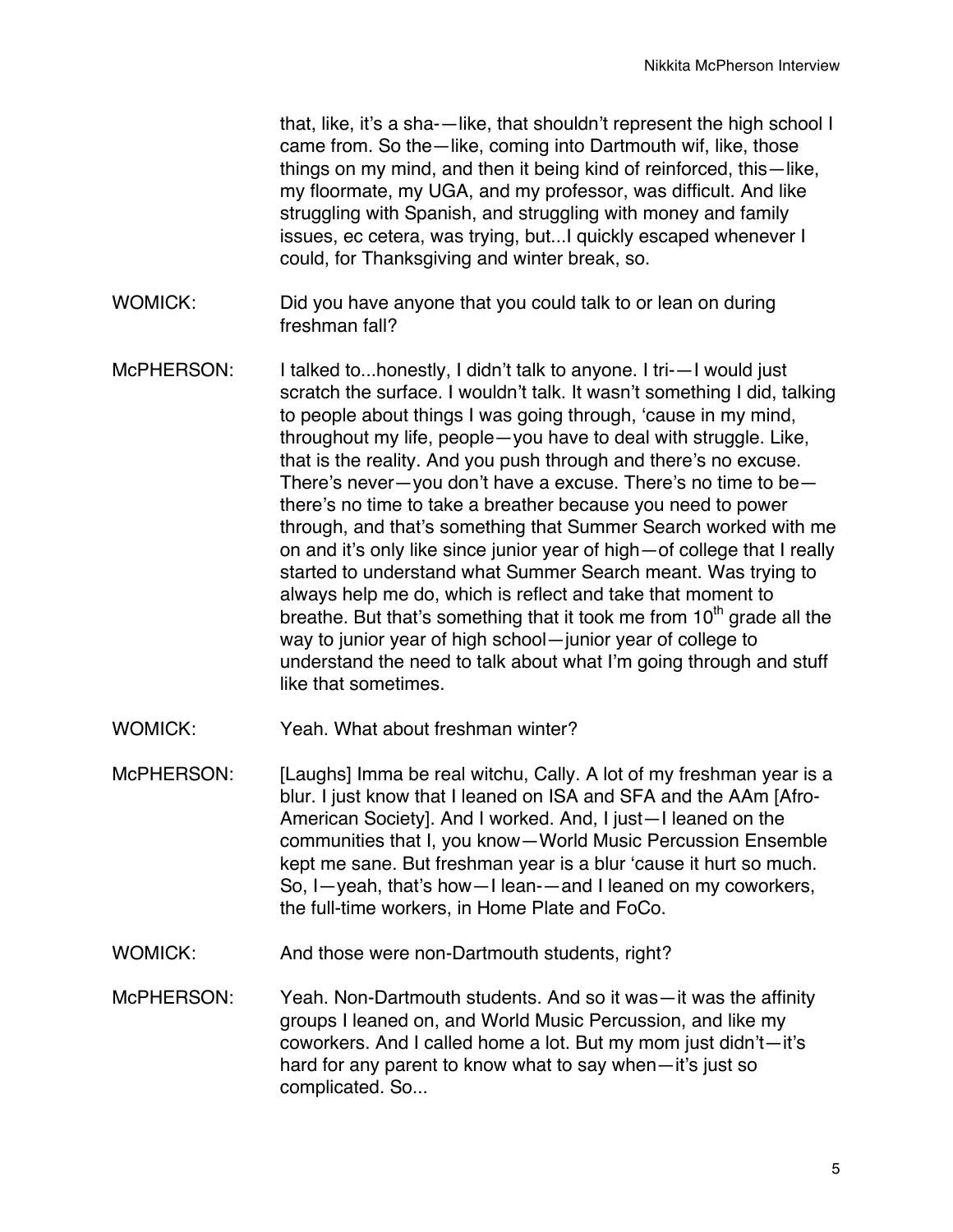that, like, it's a sha-—like, that shouldn't represent the high school I came from. So the—like, coming into Dartmouth wif, like, those things on my mind, and then it being kind of reinforced, this—like, my floormate, my UGA, and my professor, was difficult. And like struggling with Spanish, and struggling with money and family issues, ec cetera, was trying, but...I quickly escaped whenever I could, for Thanksgiving and winter break, so.

WOMICK: Did you have anyone that you could talk to or lean on during freshman fall?

McPHERSON: I talked to...honestly, I didn't talk to anyone. I tri-—I would just scratch the surface. I wouldn't talk. It wasn't something I did, talking to people about things I was going through, 'cause in my mind, throughout my life, people—you have to deal with struggle. Like, that is the reality. And you push through and there's no excuse. There's never—you don't have a excuse. There's no time to be—there's no time to take a breather because you need to power through, and that's something that Summer Search worked with me on and it's only like since junior year of high—of college that I really started to understand what Summer Search meant. Was trying to always help me do, which is reflect and take that moment to breathe. But that's something that it took me from 10th grade all the way to junior year of high school—junior year of college to understand the need to talk about what I'm going through and stuff like that sometimes.

WOMICK: Yeah. What about freshman winter?

McPHERSON: [Laughs] Imma be real witchu, Cally. A lot of my freshman year is a blur. I just know that I leaned on ISA and SFA and the AAm [Afro-American Society]. And I worked. And, I just—I leaned on the communities that I, you know—World Music Percussion Ensemble kept me sane. But freshman year is a blur 'cause it hurt so much. So, I—yeah, that's how—I lean-—and I leaned on my coworkers, the full-time workers, in Home Plate and FoCo.

WOMICK: And those were non-Dartmouth students, right?

McPHERSON: Yeah. Non-Dartmouth students. And so it was—it was the affinity groups I leaned on, and World Music Percussion, and like my coworkers. And I called home a lot. But my mom just didn't—it's hard for any parent to know what to say when—it's just so complicated. So...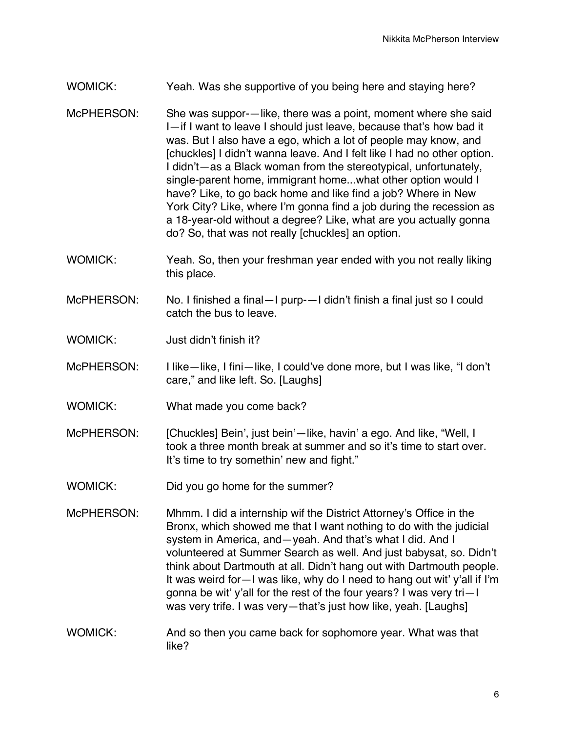WOMICK: Yeah. Was she supportive of you being here and staying here?

McPHERSON: She was suppor-—like, there was a point, moment where she said I—if I want to leave I should just leave, because that's how bad it was. But I also have a ego, which a lot of people may know, and [chuckles] I didn't wanna leave. And I felt like I had no other option. I didn't—as a Black woman from the stereotypical, unfortunately, single-parent home, immigrant home...what other option would I have? Like, to go back home and like find a job? Where in New York City? Like, where I'm gonna find a job during the recession as a 18-year-old without a degree? Like, what are you actually gonna do? So, that was not really [chuckles] an option.

WOMICK: Yeah. So, then your freshman year ended with you not really liking this place.

McPHERSON: No. I finished a final—I purp-—I didn't finish a final just so I could catch the bus to leave.

WOMICK: Just didn't finish it?

McPHERSON: I like—like, I fini—like, I could've done more, but I was like, "I don't care," and like left. So. [Laughs]

WOMICK: What made you come back?

McPHERSON: [Chuckles] Bein', just bein'—like, havin' a ego. And like, "Well, I took a three month break at summer and so it's time to start over. It's time to try somethin' new and fight."

WOMICK: Did you go home for the summer?

McPHERSON: Mhmm. I did a internship wif the District Attorney's Office in the Bronx, which showed me that I want nothing to do with the judicial system in America, and—yeah. And that's what I did. And I volunteered at Summer Search as well. And just babysat, so. Didn't think about Dartmouth at all. Didn't hang out with Dartmouth people. It was weird for—I was like, why do I need to hang out wit' y'all if I'm gonna be wit' y'all for the rest of the four years? I was very tri—I was very trife. I was very—that's just how like, yeah. [Laughs]

WOMICK: And so then you came back for sophomore year. What was that like?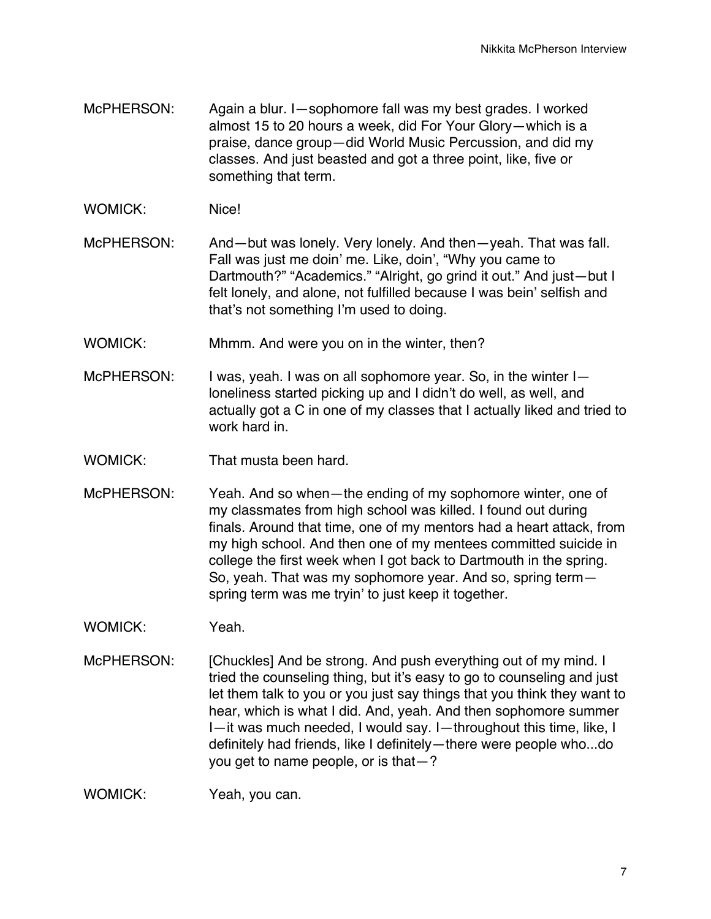McPHERSON: Again a blur. I—sophomore fall was my best grades. I worked almost 15 to 20 hours a week, did For Your Glory—which is a praise, dance group—did World Music Percussion, and did my classes. And just beasted and got a three point, like, five or something that term.

WOMICK: Nice!

McPHERSON: And—but was lonely. Very lonely. And then—yeah. That was fall. Fall was just me doin' me. Like, doin', "Why you came to Dartmouth?" "Academics." "Alright, go grind it out." And just—but I felt lonely, and alone, not fulfilled because I was bein' selfish and that's not something I'm used to doing.

WOMICK: Mhmm. And were you on in the winter, then?

McPHERSON: I was, yeah. I was on all sophomore year. So, in the winter I—loneliness started picking up and I didn't do well, as well, and actually got a C in one of my classes that I actually liked and tried to work hard in.

WOMICK: That musta been hard.

McPHERSON: Yeah. And so when—the ending of my sophomore winter, one of my classmates from high school was killed. I found out during finals. Around that time, one of my mentors had a heart attack, from my high school. And then one of my mentees committed suicide in college the first week when I got back to Dartmouth in the spring. So, yeah. That was my sophomore year. And so, spring term—spring term was me tryin' to just keep it together.

WOMICK: Yeah.

McPHERSON: [Chuckles] And be strong. And push everything out of my mind. I tried the counseling thing, but it's easy to go to counseling and just let them talk to you or you just say things that you think they want to hear, which is what I did. And, yeah. And then sophomore summer I—it was much needed, I would say. I—throughout this time, like, I definitely had friends, like I definitely—there were people who...do you get to name people, or is that—?

WOMICK: Yeah, you can.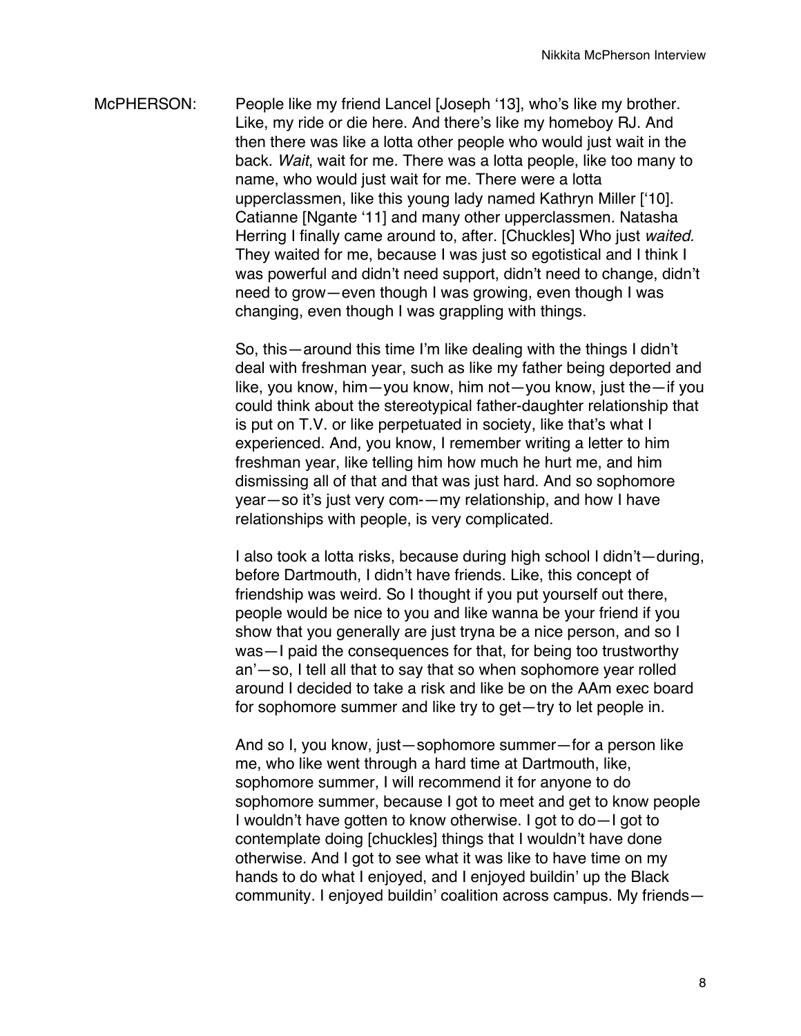McPHERSON: People like my friend Lancel [Joseph '13], who's like my brother. Like, my ride or die here. And there's like my homeboy RJ. And then there was like a lotta other people who would just wait in the back. *Wait*, wait for me. There was a lotta people, like too many to name, who would just wait for me. There were a lotta upperclassmen, like this young lady named Kathryn Miller ['10]. Catianne [Ngante '11] and many other upperclassmen. Natasha Herring I finally came around to, after. [Chuckles] Who just *waited.* They waited for me, because I was just so egotistical and I think I was powerful and didn't need support, didn't need to change, didn't need to grow—even though I was growing, even though I was changing, even though I was grappling with things.

So, this—around this time I'm like dealing with the things I didn't deal with freshman year, such as like my father being deported and like, you know, him—you know, him not—you know, just the—if you could think about the stereotypical father-daughter relationship that is put on T.V. or like perpetuated in society, like that's what I experienced. And, you know, I remember writing a letter to him freshman year, like telling him how much he hurt me, and him dismissing all of that and that was just hard. And so sophomore year—so it's just very com-—my relationship, and how I have relationships with people, is very complicated.

I also took a lotta risks, because during high school I didn't—during, before Dartmouth, I didn't have friends. Like, this concept of friendship was weird. So I thought if you put yourself out there, people would be nice to you and like wanna be your friend if you show that you generally are just tryna be a nice person, and so I was—I paid the consequences for that, for being too trustworthy an'—so, I tell all that to say that so when sophomore year rolled around I decided to take a risk and like be on the AAm exec board for sophomore summer and like try to get—try to let people in.

And so I, you know, just—sophomore summer—for a person like me, who like went through a hard time at Dartmouth, like, sophomore summer, I will recommend it for anyone to do sophomore summer, because I got to meet and get to know people I wouldn't have gotten to know otherwise. I got to do—I got to contemplate doing [chuckles] things that I wouldn't have done otherwise. And I got to see what it was like to have time on my hands to do what I enjoyed, and I enjoyed buildin' up the Black community. I enjoyed buildin' coalition across campus. My friends—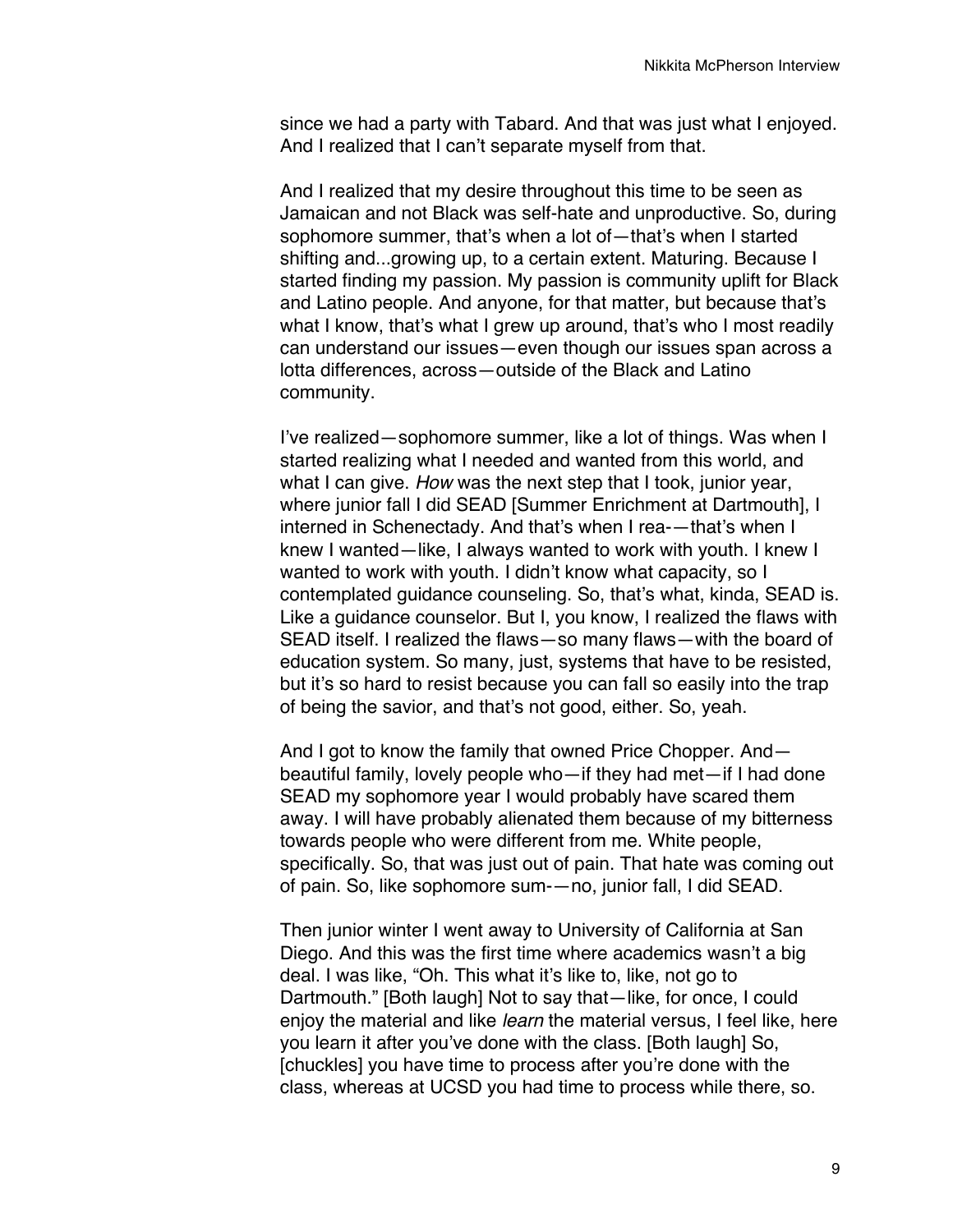since we had a party with Tabard. And that was just what I enjoyed. And I realized that I can't separate myself from that.

And I realized that my desire throughout this time to be seen as Jamaican and not Black was self-hate and unproductive. So, during sophomore summer, that's when a lot of—that's when I started shifting and...growing up, to a certain extent. Maturing. Because I started finding my passion. My passion is community uplift for Black and Latino people. And anyone, for that matter, but because that's what I know, that's what I grew up around, that's who I most readily can understand our issues—even though our issues span across a lotta differences, across—outside of the Black and Latino community.

I've realized—sophomore summer, like a lot of things. Was when I started realizing what I needed and wanted from this world, and what I can give. *How* was the next step that I took, junior year, where junior fall I did SEAD [Summer Enrichment at Dartmouth], I interned in Schenectady. And that's when I rea-—that's when I knew I wanted—like, I always wanted to work with youth. I knew I wanted to work with youth. I didn't know what capacity, so I contemplated guidance counseling. So, that's what, kinda, SEAD is. Like a guidance counselor. But I, you know, I realized the flaws with SEAD itself. I realized the flaws—so many flaws—with the board of education system. So many, just, systems that have to be resisted, but it's so hard to resist because you can fall so easily into the trap of being the savior, and that's not good, either. So, yeah.

And I got to know the family that owned Price Chopper. And—beautiful family, lovely people who—if they had met—if I had done SEAD my sophomore year I would probably have scared them away. I will have probably alienated them because of my bitterness towards people who were different from me. White people, specifically. So, that was just out of pain. That hate was coming out of pain. So, like sophomore sum-—no, junior fall, I did SEAD.

Then junior winter I went away to University of California at San Diego. And this was the first time where academics wasn't a big deal. I was like, "Oh. This what it's like to, like, not go to Dartmouth." [Both laugh] Not to say that—like, for once, I could enjoy the material and like *learn* the material versus, I feel like, here you learn it after you've done with the class. [Both laugh] So, [chuckles] you have time to process after you're done with the class, whereas at UCSD you had time to process while there, so.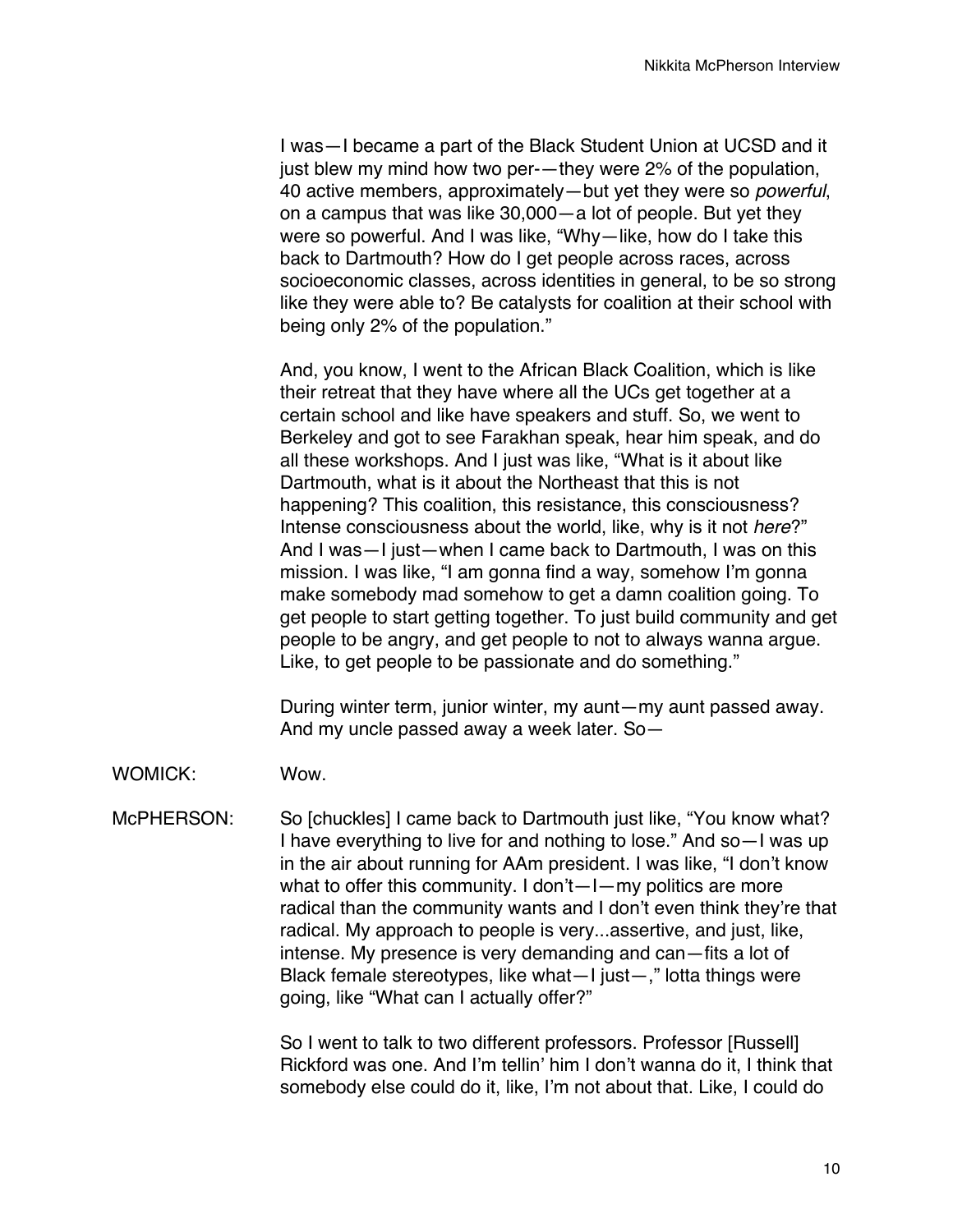I was—I became a part of the Black Student Union at UCSD and it just blew my mind how two per-—they were 2% of the population, 40 active members, approximately—but yet they were so *powerful*, on a campus that was like 30,000—a lot of people. But yet they were so powerful. And I was like, "Why—like, how do I take this back to Dartmouth? How do I get people across races, across socioeconomic classes, across identities in general, to be so strong like they were able to? Be catalysts for coalition at their school with being only 2% of the population."

And, you know, I went to the African Black Coalition, which is like their retreat that they have where all the UCs get together at a certain school and like have speakers and stuff. So, we went to Berkeley and got to see Farakhan speak, hear him speak, and do all these workshops. And I just was like, "What is it about like Dartmouth, what is it about the Northeast that this is not happening? This coalition, this resistance, this consciousness? Intense consciousness about the world, like, why is it not *here*?" And I was—I just—when I came back to Dartmouth, I was on this mission. I was like, "I am gonna find a way, somehow I'm gonna make somebody mad somehow to get a damn coalition going. To get people to start getting together. To just build community and get people to be angry, and get people to not to always wanna argue. Like, to get people to be passionate and do something."

During winter term, junior winter, my aunt—my aunt passed away. And my uncle passed away a week later. So—

WOMICK: Wow.

McPHERSON: So [chuckles] I came back to Dartmouth just like, "You know what? I have everything to live for and nothing to lose." And so—I was up in the air about running for AAm president. I was like, "I don't know what to offer this community. I don't—I—my politics are more radical than the community wants and I don't even think they're that radical. My approach to people is very...assertive, and just, like, intense. My presence is very demanding and can—fits a lot of Black female stereotypes, like what—I just—," lotta things were going, like "What can I actually offer?"

So I went to talk to two different professors. Professor [Russell] Rickford was one. And I'm tellin' him I don't wanna do it, I think that somebody else could do it, like, I'm not about that. Like, I could do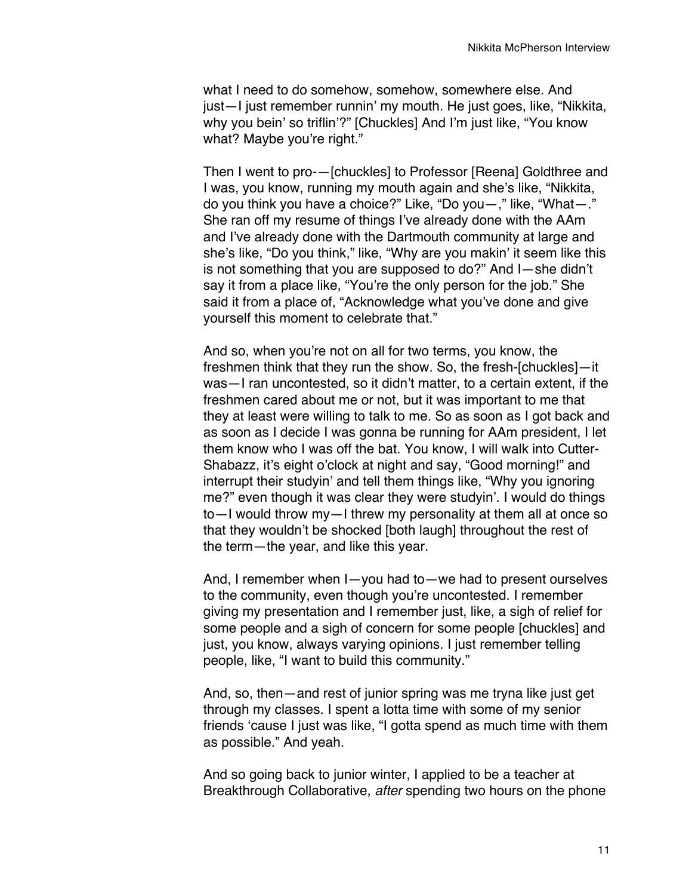what I need to do somehow, somehow, somewhere else. And just—I just remember runnin' my mouth. He just goes, like, "Nikkita, why you bein' so triflin'?" [Chuckles] And I'm just like, "You know what? Maybe you're right."

Then I went to pro-—[chuckles] to Professor [Reena] Goldthree and I was, you know, running my mouth again and she's like, "Nikkita, do you think you have a choice?" Like, "Do you—," like, "What—." She ran off my resume of things I've already done with the AAm and I've already done with the Dartmouth community at large and she's like, "Do you think," like, "Why are you makin' it seem like this is not something that you are supposed to do?" And I—she didn't say it from a place like, "You're the only person for the job." She said it from a place of, "Acknowledge what you've done and give yourself this moment to celebrate that."

And so, when you're not on all for two terms, you know, the freshmen think that they run the show. So, the fresh-[chuckles]—it was—I ran uncontested, so it didn't matter, to a certain extent, if the freshmen cared about me or not, but it was important to me that they at least were willing to talk to me. So as soon as I got back and as soon as I decide I was gonna be running for AAm president, I let them know who I was off the bat. You know, I will walk into Cutter-Shabazz, it's eight o'clock at night and say, "Good morning!" and interrupt their studyin' and tell them things like, "Why you ignoring me?" even though it was clear they were studyin'. I would do things to—I would throw my—I threw my personality at them all at once so that they wouldn't be shocked [both laugh] throughout the rest of the term—the year, and like this year.

And, I remember when I—you had to—we had to present ourselves to the community, even though you're uncontested. I remember giving my presentation and I remember just, like, a sigh of relief for some people and a sigh of concern for some people [chuckles] and just, you know, always varying opinions. I just remember telling people, like, "I want to build this community."

And, so, then—and rest of junior spring was me tryna like just get through my classes. I spent a lotta time with some of my senior friends 'cause I just was like, "I gotta spend as much time with them as possible." And yeah.

And so going back to junior winter, I applied to be a teacher at Breakthrough Collaborative, *after* spending two hours on the phone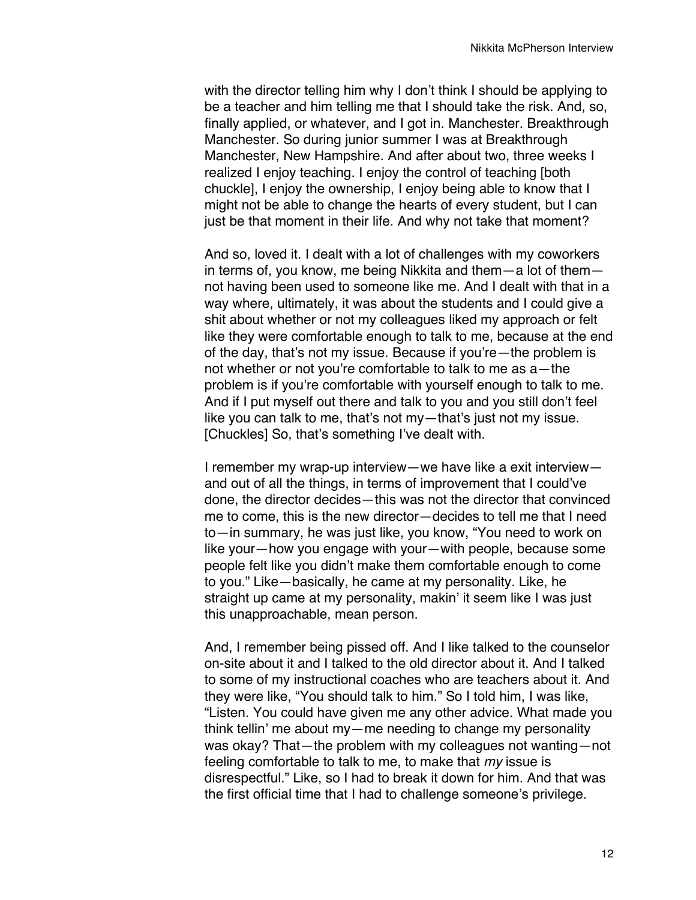with the director telling him why I don't think I should be applying to be a teacher and him telling me that I should take the risk. And, so, finally applied, or whatever, and I got in. Manchester. Breakthrough Manchester. So during junior summer I was at Breakthrough Manchester, New Hampshire. And after about two, three weeks I realized I enjoy teaching. I enjoy the control of teaching [both chuckle], I enjoy the ownership, I enjoy being able to know that I might not be able to change the hearts of every student, but I can just be that moment in their life. And why not take that moment?

And so, loved it. I dealt with a lot of challenges with my coworkers in terms of, you know, me being Nikkita and them—a lot of them—not having been used to someone like me. And I dealt with that in a way where, ultimately, it was about the students and I could give a shit about whether or not my colleagues liked my approach or felt like they were comfortable enough to talk to me, because at the end of the day, that's not my issue. Because if you're—the problem is not whether or not you're comfortable to talk to me as a—the problem is if you're comfortable with yourself enough to talk to me. And if I put myself out there and talk to you and you still don't feel like you can talk to me, that's not my—that's just not my issue. [Chuckles] So, that's something I've dealt with.

I remember my wrap-up interview—we have like a exit interview—and out of all the things, in terms of improvement that I could've done, the director decides—this was not the director that convinced me to come, this is the new director—decides to tell me that I need to—in summary, he was just like, you know, "You need to work on like your—how you engage with your—with people, because some people felt like you didn't make them comfortable enough to come to you." Like—basically, he came at my personality. Like, he straight up came at my personality, makin' it seem like I was just this unapproachable, mean person.

And, I remember being pissed off. And I like talked to the counselor on-site about it and I talked to the old director about it. And I talked to some of my instructional coaches who are teachers about it. And they were like, "You should talk to him." So I told him, I was like, "Listen. You could have given me any other advice. What made you think tellin' me about my—me needing to change my personality was okay? That—the problem with my colleagues not wanting—not feeling comfortable to talk to me, to make that *my* issue is disrespectful." Like, so I had to break it down for him. And that was the first official time that I had to challenge someone's privilege.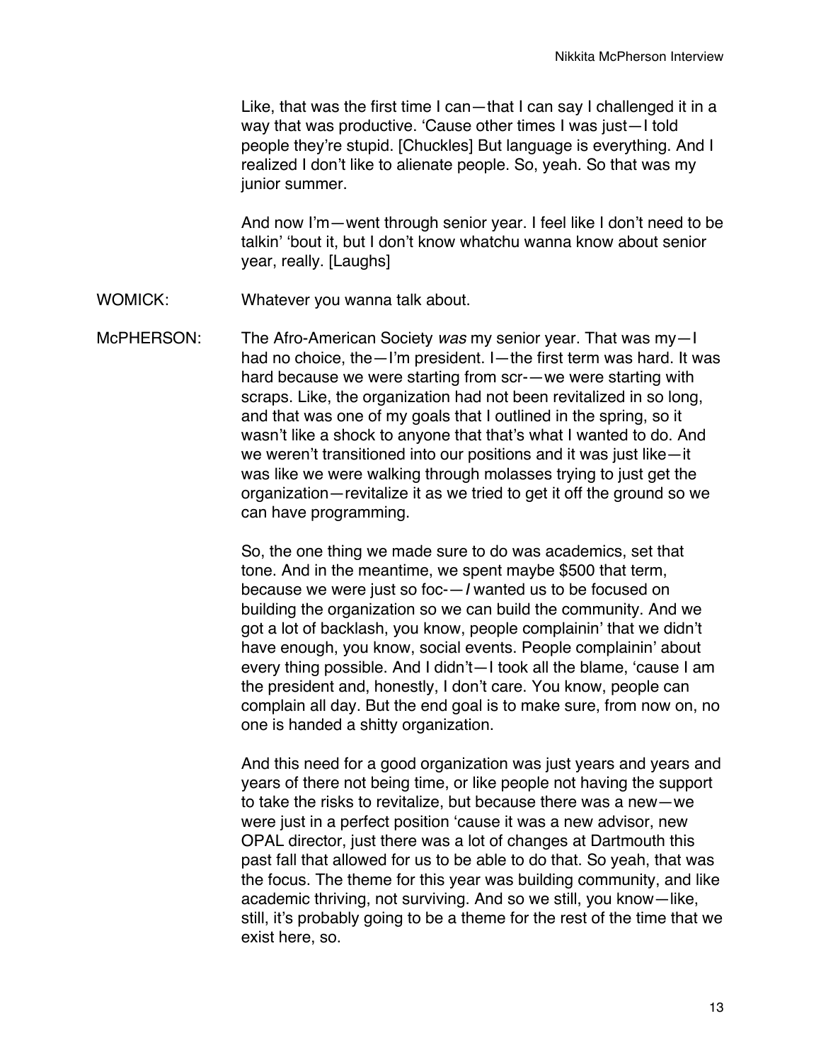Like, that was the first time I can—that I can say I challenged it in a way that was productive. 'Cause other times I was just—I told people they're stupid. [Chuckles] But language is everything. And I realized I don't like to alienate people. So, yeah. So that was my junior summer.

And now I'm—went through senior year. I feel like I don't need to be talkin' 'bout it, but I don't know whatchu wanna know about senior year, really. [Laughs]

WOMICK: Whatever you wanna talk about.

McPHERSON: The Afro-American Society *was* my senior year. That was my—I had no choice, the—I'm president. I—the first term was hard. It was hard because we were starting from scr-—we were starting with scraps. Like, the organization had not been revitalized in so long, and that was one of my goals that I outlined in the spring, so it wasn't like a shock to anyone that that's what I wanted to do. And we weren't transitioned into our positions and it was just like—it was like we were walking through molasses trying to just get the organization—revitalize it as we tried to get it off the ground so we can have programming.

So, the one thing we made sure to do was academics, set that tone. And in the meantime, we spent maybe $500 that term, because we were just so foc-—*I* wanted us to be focused on building the organization so we can build the community. And we got a lot of backlash, you know, people complainin' that we didn't have enough, you know, social events. People complainin' about every thing possible. And I didn't—I took all the blame, 'cause I am the president and, honestly, I don't care. You know, people can complain all day. But the end goal is to make sure, from now on, no one is handed a shitty organization.

And this need for a good organization was just years and years and years of there not being time, or like people not having the support to take the risks to revitalize, but because there was a new—we were just in a perfect position 'cause it was a new advisor, new OPAL director, just there was a lot of changes at Dartmouth this past fall that allowed for us to be able to do that. So yeah, that was the focus. The theme for this year was building community, and like academic thriving, not surviving. And so we still, you know—like, still, it's probably going to be a theme for the rest of the time that we exist here, so.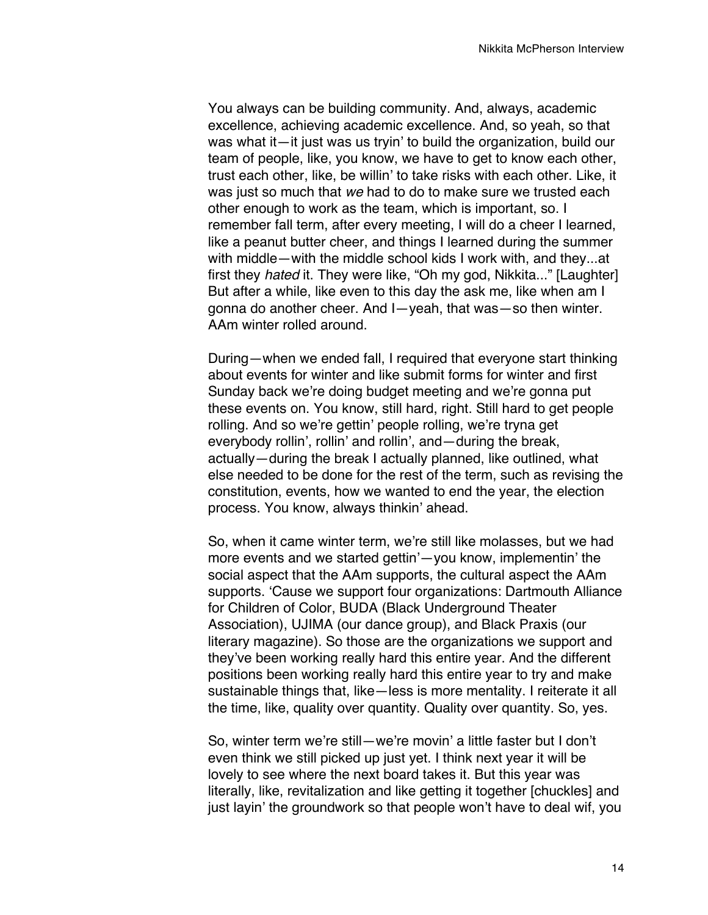You always can be building community. And, always, academic excellence, achieving academic excellence. And, so yeah, so that was what it—it just was us tryin' to build the organization, build our team of people, like, you know, we have to get to know each other, trust each other, like, be willin' to take risks with each other. Like, it was just so much that *we* had to do to make sure we trusted each other enough to work as the team, which is important, so. I remember fall term, after every meeting, I will do a cheer I learned, like a peanut butter cheer, and things I learned during the summer with middle—with the middle school kids I work with, and they...at first they *hated* it. They were like, "Oh my god, Nikkita..." [Laughter] But after a while, like even to this day the ask me, like when am I gonna do another cheer. And I—yeah, that was—so then winter. AAm winter rolled around.

During—when we ended fall, I required that everyone start thinking about events for winter and like submit forms for winter and first Sunday back we're doing budget meeting and we're gonna put these events on. You know, still hard, right. Still hard to get people rolling. And so we're gettin' people rolling, we're tryna get everybody rollin', rollin' and rollin', and—during the break, actually—during the break I actually planned, like outlined, what else needed to be done for the rest of the term, such as revising the constitution, events, how we wanted to end the year, the election process. You know, always thinkin' ahead.

So, when it came winter term, we're still like molasses, but we had more events and we started gettin'—you know, implementin' the social aspect that the AAm supports, the cultural aspect the AAm supports. 'Cause we support four organizations: Dartmouth Alliance for Children of Color, BUDA (Black Underground Theater Association), UJIMA (our dance group), and Black Praxis (our literary magazine). So those are the organizations we support and they've been working really hard this entire year. And the different positions been working really hard this entire year to try and make sustainable things that, like—less is more mentality. I reiterate it all the time, like, quality over quantity. Quality over quantity. So, yes.

So, winter term we're still—we're movin' a little faster but I don't even think we still picked up just yet. I think next year it will be lovely to see where the next board takes it. But this year was literally, like, revitalization and like getting it together [chuckles] and just layin' the groundwork so that people won't have to deal wif, you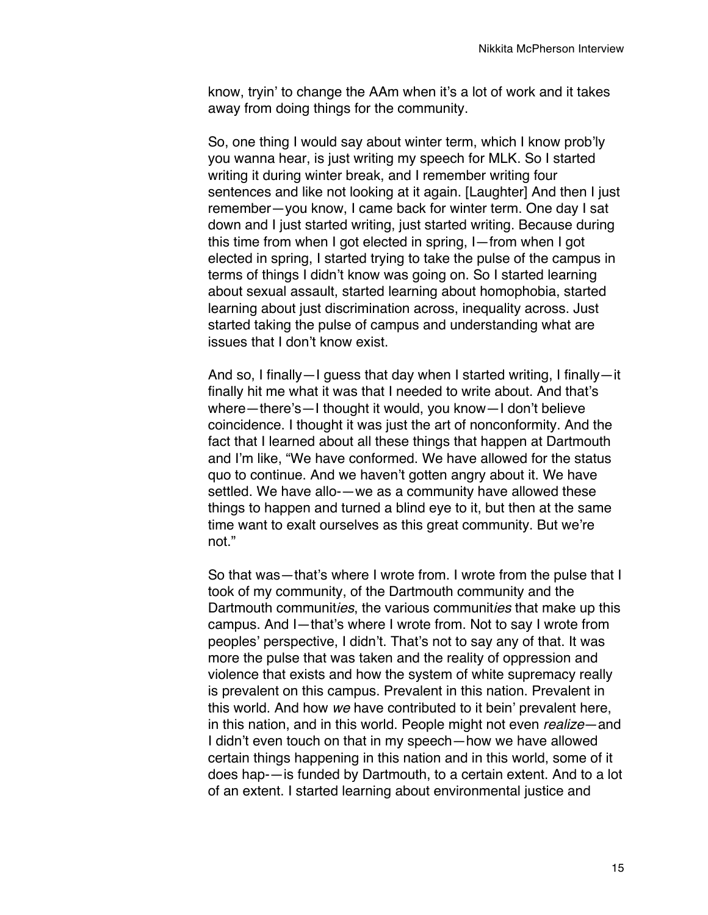know, tryin' to change the AAm when it's a lot of work and it takes away from doing things for the community.

So, one thing I would say about winter term, which I know prob'ly you wanna hear, is just writing my speech for MLK. So I started writing it during winter break, and I remember writing four sentences and like not looking at it again. [Laughter] And then I just remember—you know, I came back for winter term. One day I sat down and I just started writing, just started writing. Because during this time from when I got elected in spring, I—from when I got elected in spring, I started trying to take the pulse of the campus in terms of things I didn't know was going on. So I started learning about sexual assault, started learning about homophobia, started learning about just discrimination across, inequality across. Just started taking the pulse of campus and understanding what are issues that I don't know exist.

And so, I finally—I guess that day when I started writing, I finally—it finally hit me what it was that I needed to write about. And that's where—there's—I thought it would, you know—I don't believe coincidence. I thought it was just the art of nonconformity. And the fact that I learned about all these things that happen at Dartmouth and I'm like, "We have conformed. We have allowed for the status quo to continue. And we haven't gotten angry about it. We have settled. We have allo-—we as a community have allowed these things to happen and turned a blind eye to it, but then at the same time want to exalt ourselves as this great community. But we're not."

So that was—that's where I wrote from. I wrote from the pulse that I took of my community, of the Dartmouth community and the Dartmouth communit*ies*, the various communit*ies* that make up this campus. And I—that's where I wrote from. Not to say I wrote from peoples' perspective, I didn't. That's not to say any of that. It was more the pulse that was taken and the reality of oppression and violence that exists and how the system of white supremacy really is prevalent on this campus. Prevalent in this nation. Prevalent in this world. And how *we* have contributed to it bein' prevalent here, in this nation, and in this world. People might not even *realize*—and I didn't even touch on that in my speech—how we have allowed certain things happening in this nation and in this world, some of it does hap-—is funded by Dartmouth, to a certain extent. And to a lot of an extent. I started learning about environmental justice and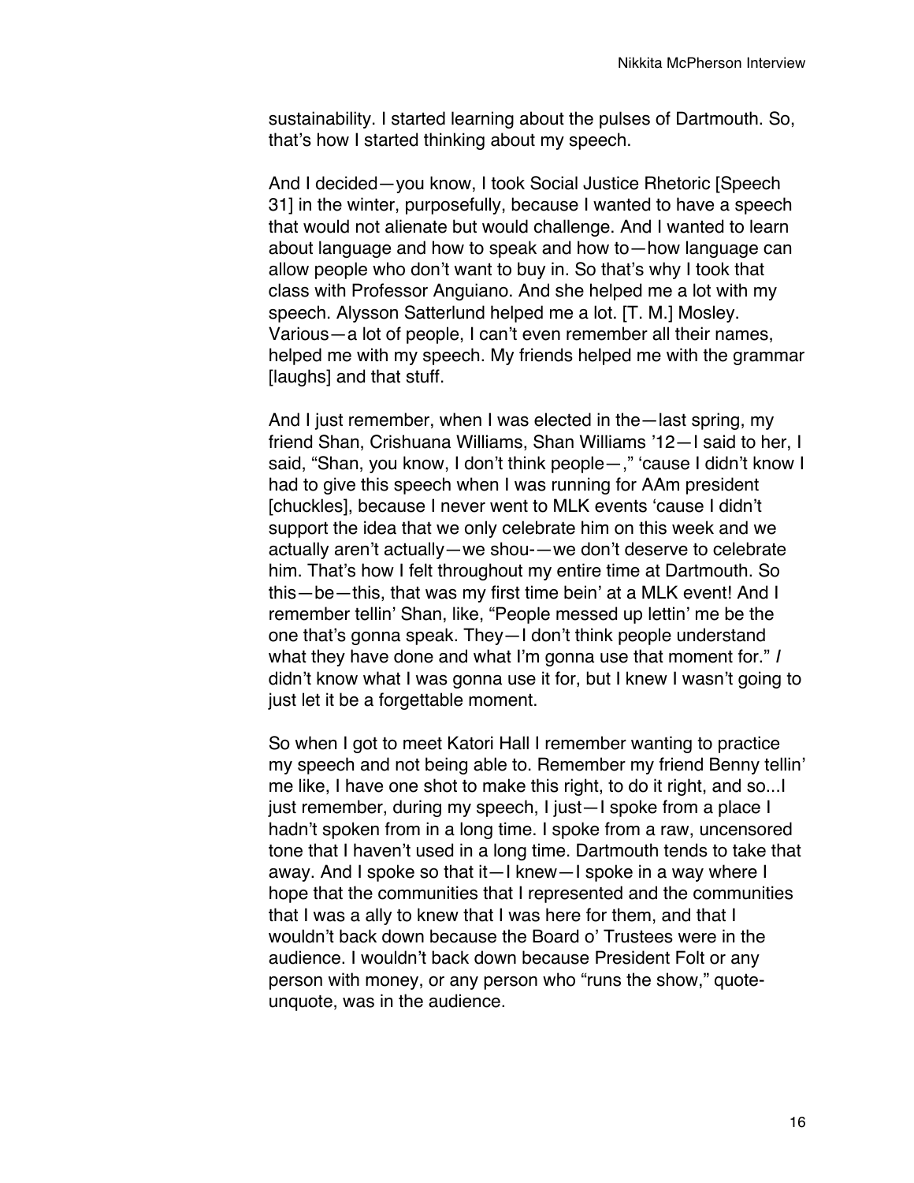sustainability. I started learning about the pulses of Dartmouth. So, that's how I started thinking about my speech.

And I decided—you know, I took Social Justice Rhetoric [Speech 31] in the winter, purposefully, because I wanted to have a speech that would not alienate but would challenge. And I wanted to learn about language and how to speak and how to—how language can allow people who don't want to buy in. So that's why I took that class with Professor Anguiano. And she helped me a lot with my speech. Alysson Satterlund helped me a lot. [T. M.] Mosley. Various—a lot of people, I can't even remember all their names, helped me with my speech. My friends helped me with the grammar [laughs] and that stuff.

And I just remember, when I was elected in the—last spring, my friend Shan, Crishuana Williams, Shan Williams '12—I said to her, I said, "Shan, you know, I don't think people—," 'cause I didn't know I had to give this speech when I was running for AAm president [chuckles], because I never went to MLK events 'cause I didn't support the idea that we only celebrate him on this week and we actually aren't actually—we shou-—we don't deserve to celebrate him. That's how I felt throughout my entire time at Dartmouth. So this—be—this, that was my first time bein' at a MLK event! And I remember tellin' Shan, like, "People messed up lettin' me be the one that's gonna speak. They—I don't think people understand what they have done and what I'm gonna use that moment for." *I* didn't know what I was gonna use it for, but I knew I wasn't going to just let it be a forgettable moment.

So when I got to meet Katori Hall I remember wanting to practice my speech and not being able to. Remember my friend Benny tellin' me like, I have one shot to make this right, to do it right, and so...I just remember, during my speech, I just—I spoke from a place I hadn't spoken from in a long time. I spoke from a raw, uncensored tone that I haven't used in a long time. Dartmouth tends to take that away. And I spoke so that it—I knew—I spoke in a way where I hope that the communities that I represented and the communities that I was a ally to knew that I was here for them, and that I wouldn't back down because the Board o' Trustees were in the audience. I wouldn't back down because President Folt or any person with money, or any person who "runs the show," quote-unquote, was in the audience.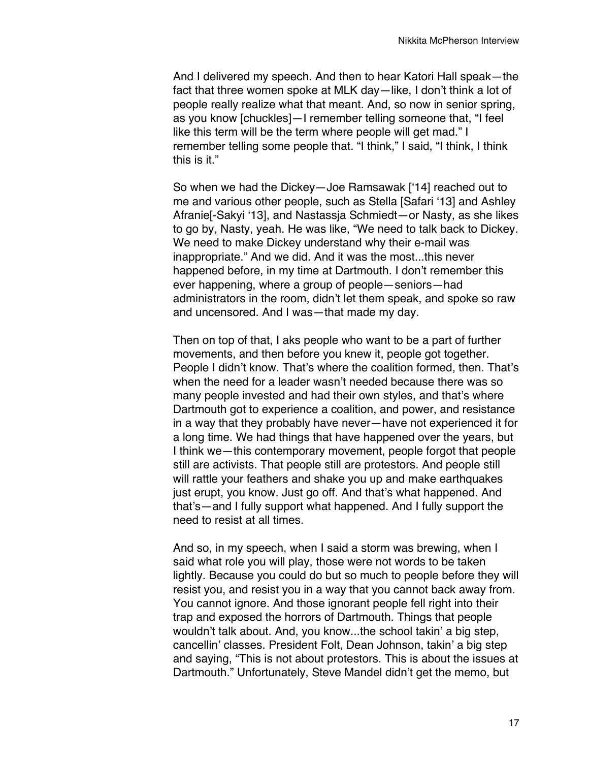And I delivered my speech. And then to hear Katori Hall speak—the fact that three women spoke at MLK day—like, I don't think a lot of people really realize what that meant. And, so now in senior spring, as you know [chuckles]—I remember telling someone that, "I feel like this term will be the term where people will get mad." I remember telling some people that. "I think," I said, "I think, I think this is it."

So when we had the Dickey—Joe Ramsawak ['14] reached out to me and various other people, such as Stella [Safari '13] and Ashley Afranie[-Sakyi '13], and Nastassja Schmiedt—or Nasty, as she likes to go by, Nasty, yeah. He was like, "We need to talk back to Dickey. We need to make Dickey understand why their e-mail was inappropriate." And we did. And it was the most...this never happened before, in my time at Dartmouth. I don't remember this ever happening, where a group of people—seniors—had administrators in the room, didn't let them speak, and spoke so raw and uncensored. And I was—that made my day.

Then on top of that, I aks people who want to be a part of further movements, and then before you knew it, people got together. People I didn't know. That's where the coalition formed, then. That's when the need for a leader wasn't needed because there was so many people invested and had their own styles, and that's where Dartmouth got to experience a coalition, and power, and resistance in a way that they probably have never—have not experienced it for a long time. We had things that have happened over the years, but I think we—this contemporary movement, people forgot that people still are activists. That people still are protestors. And people still will rattle your feathers and shake you up and make earthquakes just erupt, you know. Just go off. And that's what happened. And that's—and I fully support what happened. And I fully support the need to resist at all times.

And so, in my speech, when I said a storm was brewing, when I said what role you will play, those were not words to be taken lightly. Because you could do but so much to people before they will resist you, and resist you in a way that you cannot back away from. You cannot ignore. And those ignorant people fell right into their trap and exposed the horrors of Dartmouth. Things that people wouldn't talk about. And, you know...the school takin' a big step, cancellin' classes. President Folt, Dean Johnson, takin' a big step and saying, "This is not about protestors. This is about the issues at Dartmouth." Unfortunately, Steve Mandel didn't get the memo, but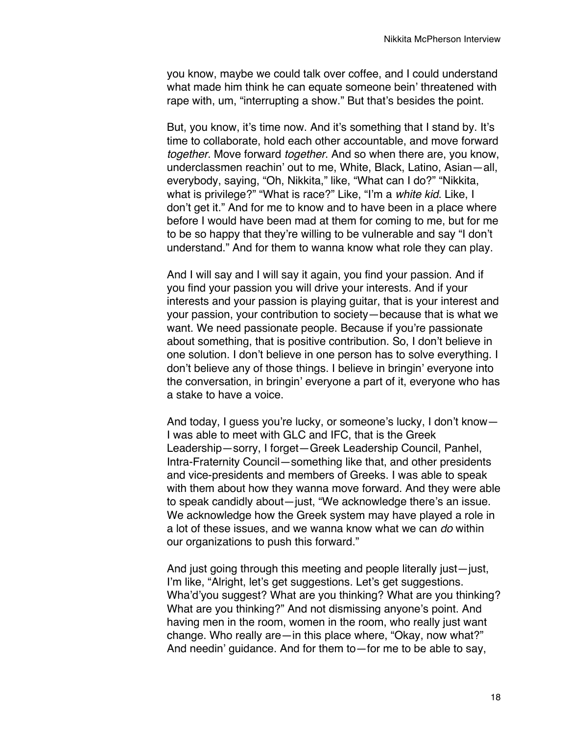you know, maybe we could talk over coffee, and I could understand what made him think he can equate someone bein' threatened with rape with, um, "interrupting a show." But that's besides the point.

But, you know, it's time now. And it's something that I stand by. It's time to collaborate, hold each other accountable, and move forward *together*. Move forward *together*. And so when there are, you know, underclassmen reachin' out to me, White, Black, Latino, Asian—all, everybody, saying, "Oh, Nikkita," like, "What can I do?" "Nikkita, what is privilege?" "What is race?" Like, "I'm a *white kid*. Like, I don't get it." And for me to know and to have been in a place where before I would have been mad at them for coming to me, but for me to be so happy that they're willing to be vulnerable and say "I don't understand." And for them to wanna know what role they can play.

And I will say and I will say it again, you find your passion. And if you find your passion you will drive your interests. And if your interests and your passion is playing guitar, that is your interest and your passion, your contribution to society—because that is what we want. We need passionate people. Because if you're passionate about something, that is positive contribution. So, I don't believe in one solution. I don't believe in one person has to solve everything. I don't believe any of those things. I believe in bringin' everyone into the conversation, in bringin' everyone a part of it, everyone who has a stake to have a voice.

And today, I guess you're lucky, or someone's lucky, I don't know—I was able to meet with GLC and IFC, that is the Greek Leadership—sorry, I forget—Greek Leadership Council, Panhel, Intra-Fraternity Council—something like that, and other presidents and vice-presidents and members of Greeks. I was able to speak with them about how they wanna move forward. And they were able to speak candidly about—just, "We acknowledge there's an issue. We acknowledge how the Greek system may have played a role in a lot of these issues, and we wanna know what we can *do* within our organizations to push this forward."

And just going through this meeting and people literally just—just, I'm like, "Alright, let's get suggestions. Let's get suggestions. Wha'd'you suggest? What are you thinking? What are you thinking? What are you thinking?" And not dismissing anyone's point. And having men in the room, women in the room, who really just want change. Who really are—in this place where, "Okay, now what?" And needin' guidance. And for them to—for me to be able to say,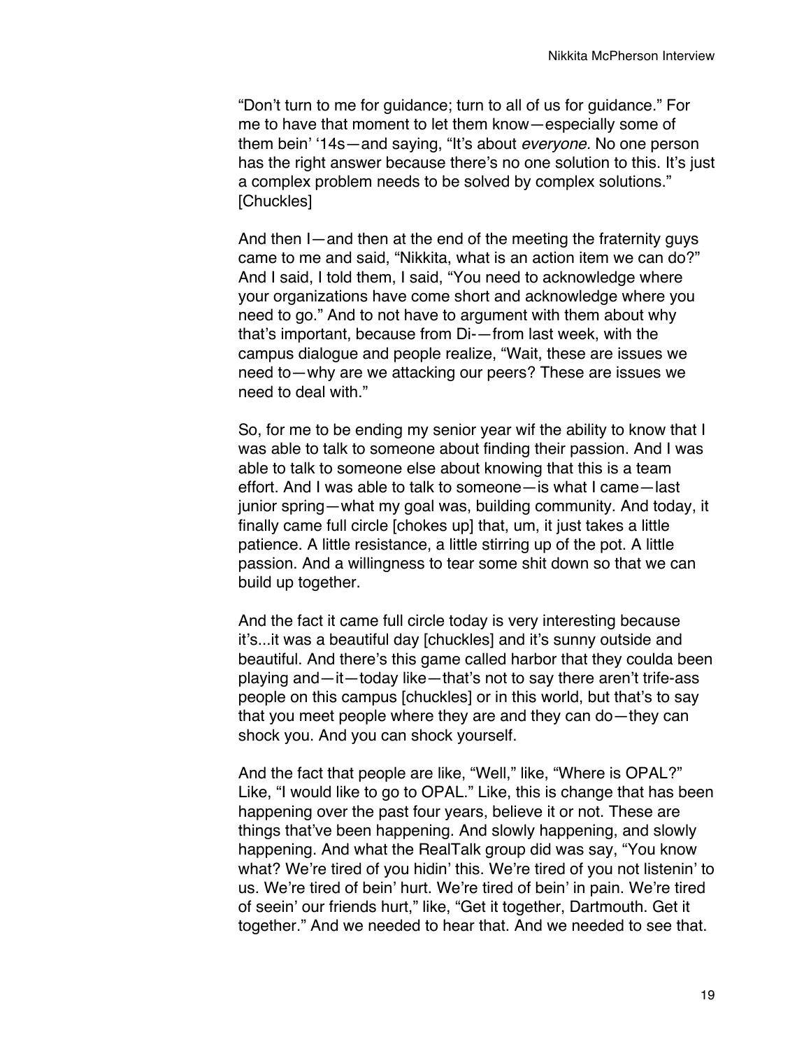"Don't turn to me for guidance; turn to all of us for guidance." For me to have that moment to let them know—especially some of them bein' '14s—and saying, "It's about *everyone.* No one person has the right answer because there's no one solution to this. It's just a complex problem needs to be solved by complex solutions." [Chuckles]

And then I—and then at the end of the meeting the fraternity guys came to me and said, "Nikkita, what is an action item we can do?" And I said, I told them, I said, "You need to acknowledge where your organizations have come short and acknowledge where you need to go." And to not have to argument with them about why that's important, because from Di-—from last week, with the campus dialogue and people realize, "Wait, these are issues we need to—why are we attacking our peers? These are issues we need to deal with."

So, for me to be ending my senior year wif the ability to know that I was able to talk to someone about finding their passion. And I was able to talk to someone else about knowing that this is a team effort. And I was able to talk to someone—is what I came—last junior spring—what my goal was, building community. And today, it finally came full circle [chokes up] that, um, it just takes a little patience. A little resistance, a little stirring up of the pot. A little passion. And a willingness to tear some shit down so that we can build up together.

And the fact it came full circle today is very interesting because it's...it was a beautiful day [chuckles] and it's sunny outside and beautiful. And there's this game called harbor that they coulda been playing and—it—today like—that's not to say there aren't trife-ass people on this campus [chuckles] or in this world, but that's to say that you meet people where they are and they can do—they can shock you. And you can shock yourself.

And the fact that people are like, "Well," like, "Where is OPAL?" Like, "I would like to go to OPAL." Like, this is change that has been happening over the past four years, believe it or not. These are things that've been happening. And slowly happening, and slowly happening. And what the RealTalk group did was say, "You know what? We're tired of you hidin' this. We're tired of you not listenin' to us. We're tired of bein' hurt. We're tired of bein' in pain. We're tired of seein' our friends hurt," like, "Get it together, Dartmouth. Get it together." And we needed to hear that. And we needed to see that.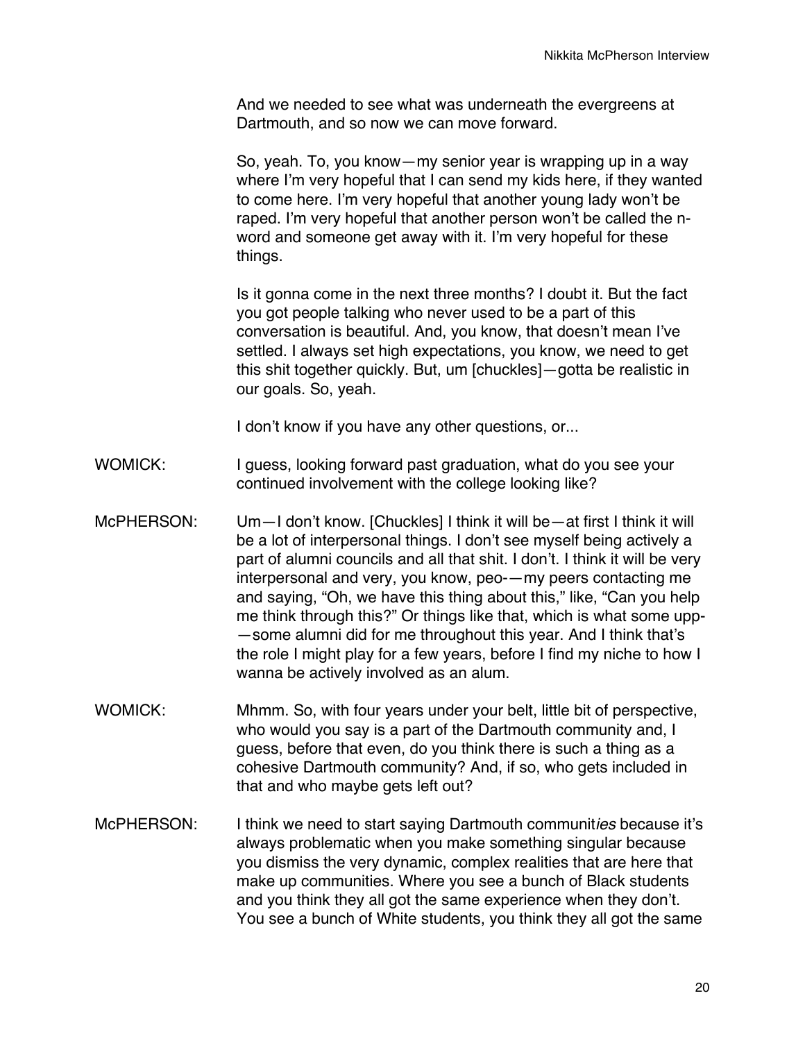And we needed to see what was underneath the evergreens at Dartmouth, and so now we can move forward.

So, yeah. To, you know—my senior year is wrapping up in a way where I'm very hopeful that I can send my kids here, if they wanted to come here. I'm very hopeful that another young lady won't be raped. I'm very hopeful that another person won't be called the n-word and someone get away with it. I'm very hopeful for these things.

Is it gonna come in the next three months? I doubt it. But the fact you got people talking who never used to be a part of this conversation is beautiful. And, you know, that doesn't mean I've settled. I always set high expectations, you know, we need to get this shit together quickly. But, um [chuckles]—gotta be realistic in our goals. So, yeah.

I don't know if you have any other questions, or...

WOMICK: I guess, looking forward past graduation, what do you see your continued involvement with the college looking like?

McPHERSON: Um—I don't know. [Chuckles] I think it will be—at first I think it will be a lot of interpersonal things. I don't see myself being actively a part of alumni councils and all that shit. I don't. I think it will be very interpersonal and very, you know, peo-—my peers contacting me and saying, "Oh, we have this thing about this," like, "Can you help me think through this?" Or things like that, which is what some upp-—some alumni did for me throughout this year. And I think that's the role I might play for a few years, before I find my niche to how I wanna be actively involved as an alum.

WOMICK: Mhmm. So, with four years under your belt, little bit of perspective, who would you say is a part of the Dartmouth community and, I guess, before that even, do you think there is such a thing as a cohesive Dartmouth community? And, if so, who gets included in that and who maybe gets left out?

McPHERSON: I think we need to start saying Dartmouth communit*ies* because it's always problematic when you make something singular because you dismiss the very dynamic, complex realities that are here that make up communities. Where you see a bunch of Black students and you think they all got the same experience when they don't. You see a bunch of White students, you think they all got the same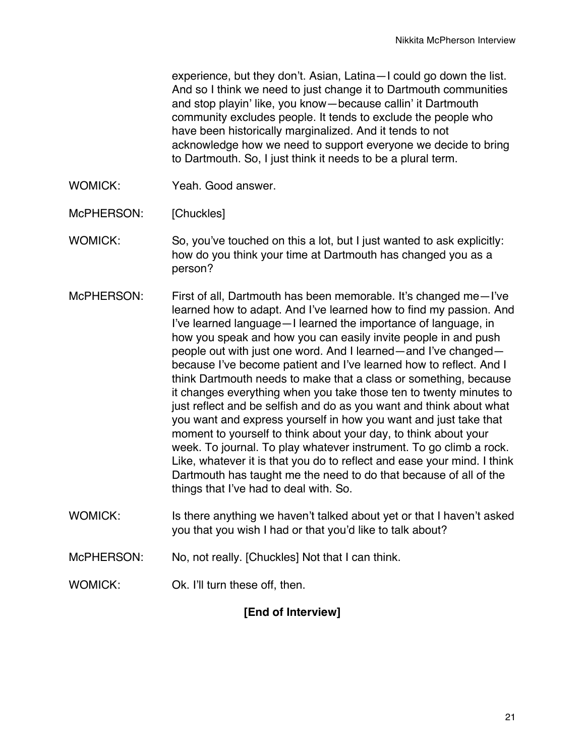experience, but they don't. Asian, Latina—I could go down the list. And so I think we need to just change it to Dartmouth communities and stop playin' like, you know—because callin' it Dartmouth community excludes people. It tends to exclude the people who have been historically marginalized. And it tends to not acknowledge how we need to support everyone we decide to bring to Dartmouth. So, I just think it needs to be a plural term.

WOMICK: Yeah. Good answer.

McPHERSON: [Chuckles]

WOMICK: So, you've touched on this a lot, but I just wanted to ask explicitly: how do you think your time at Dartmouth has changed you as a person?

McPHERSON: First of all, Dartmouth has been memorable. It's changed me—I've learned how to adapt. And I've learned how to find my passion. And I've learned language—I learned the importance of language, in how you speak and how you can easily invite people in and push people out with just one word. And I learned—and I've changed—because I've become patient and I've learned how to reflect. And I think Dartmouth needs to make that a class or something, because it changes everything when you take those ten to twenty minutes to just reflect and be selfish and do as you want and think about what you want and express yourself in how you want and just take that moment to yourself to think about your day, to think about your week. To journal. To play whatever instrument. To go climb a rock. Like, whatever it is that you do to reflect and ease your mind. I think Dartmouth has taught me the need to do that because of all of the things that I've had to deal with. So.

WOMICK: Is there anything we haven't talked about yet or that I haven't asked you that you wish I had or that you'd like to talk about?

McPHERSON: No, not really. [Chuckles] Not that I can think.

WOMICK: Ok. I'll turn these off, then.

**[End of Interview]**